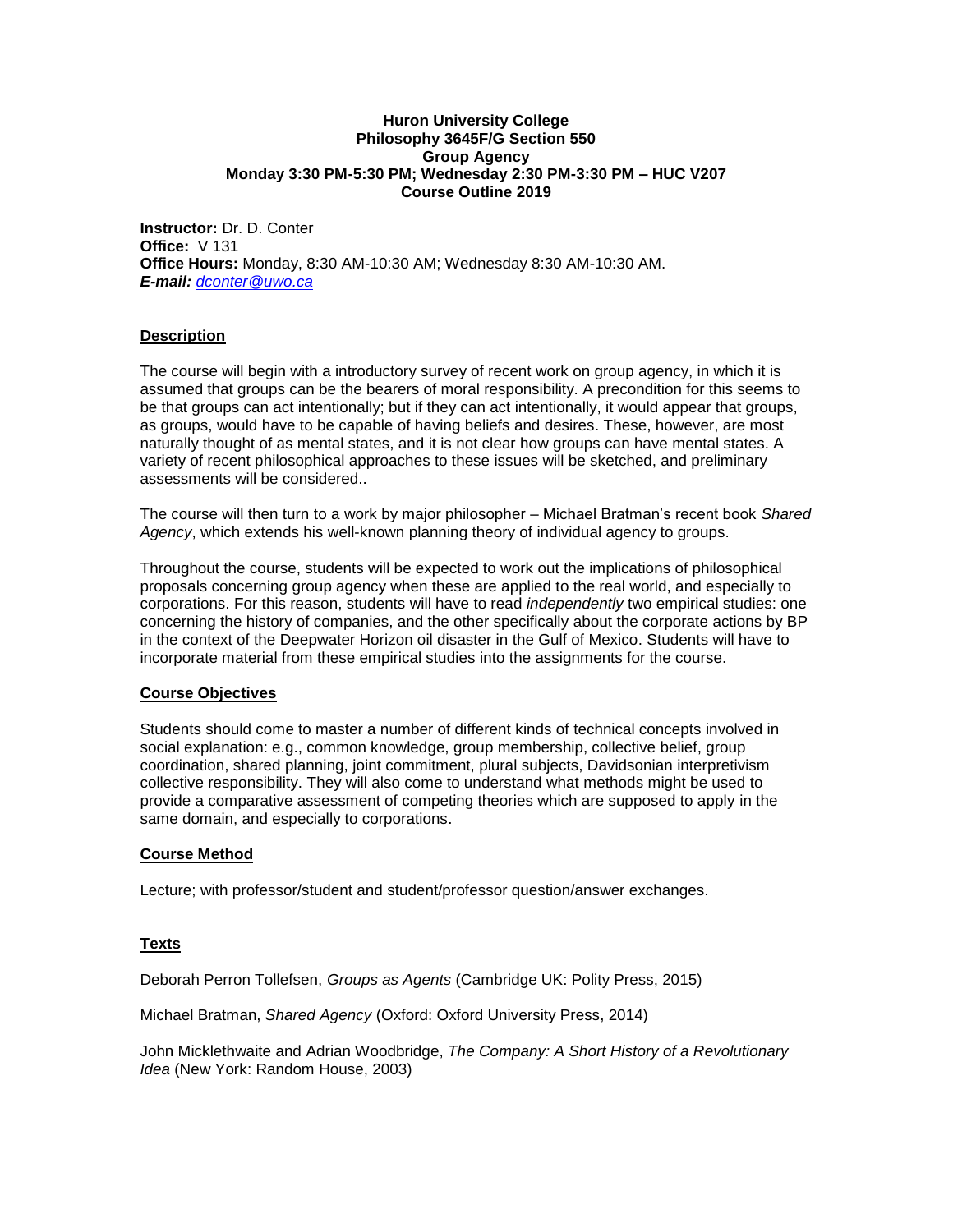**Huron University College**
**Philosophy 3645F/G Section 550**
**Group Agency**
**Monday 3:30 PM-5:30 PM; Wednesday 2:30 PM-3:30 PM – HUC V207**
**Course Outline 2019**

**Instructor:** Dr. D. Conter
**Office:** V 131
**Office Hours:** Monday, 8:30 AM-10:30 AM; Wednesday 8:30 AM-10:30 AM.
***E-mail:*** *dconter@uwo.ca*

## Description

The course will begin with a introductory survey of recent work on group agency, in which it is assumed that groups can be the bearers of moral responsibility. A precondition for this seems to be that groups can act intentionally; but if they can act intentionally, it would appear that groups, as groups, would have to be capable of having beliefs and desires. These, however, are most naturally thought of as mental states, and it is not clear how groups can have mental states. A variety of recent philosophical approaches to these issues will be sketched, and preliminary assessments will be considered..

The course will then turn to a work by major philosopher – Michael Bratman's recent book *Shared Agency*, which extends his well-known planning theory of individual agency to groups.

Throughout the course, students will be expected to work out the implications of philosophical proposals concerning group agency when these are applied to the real world, and especially to corporations. For this reason, students will have to read *independently* two empirical studies: one concerning the history of companies, and the other specifically about the corporate actions by BP in the context of the Deepwater Horizon oil disaster in the Gulf of Mexico. Students will have to incorporate material from these empirical studies into the assignments for the course.

## Course Objectives

Students should come to master a number of different kinds of technical concepts involved in social explanation: e.g., common knowledge, group membership, collective belief, group coordination, shared planning, joint commitment, plural subjects, Davidsonian interpretivism collective responsibility. They will also come to understand what methods might be used to provide a comparative assessment of competing theories which are supposed to apply in the same domain, and especially to corporations.

## Course Method

Lecture; with professor/student and student/professor question/answer exchanges.

## Texts

Deborah Perron Tollefsen, *Groups as Agents* (Cambridge UK: Polity Press, 2015)

Michael Bratman, *Shared Agency* (Oxford: Oxford University Press, 2014)

John Micklethwaite and Adrian Woodbridge, *The Company: A Short History of a Revolutionary Idea* (New York: Random House, 2003)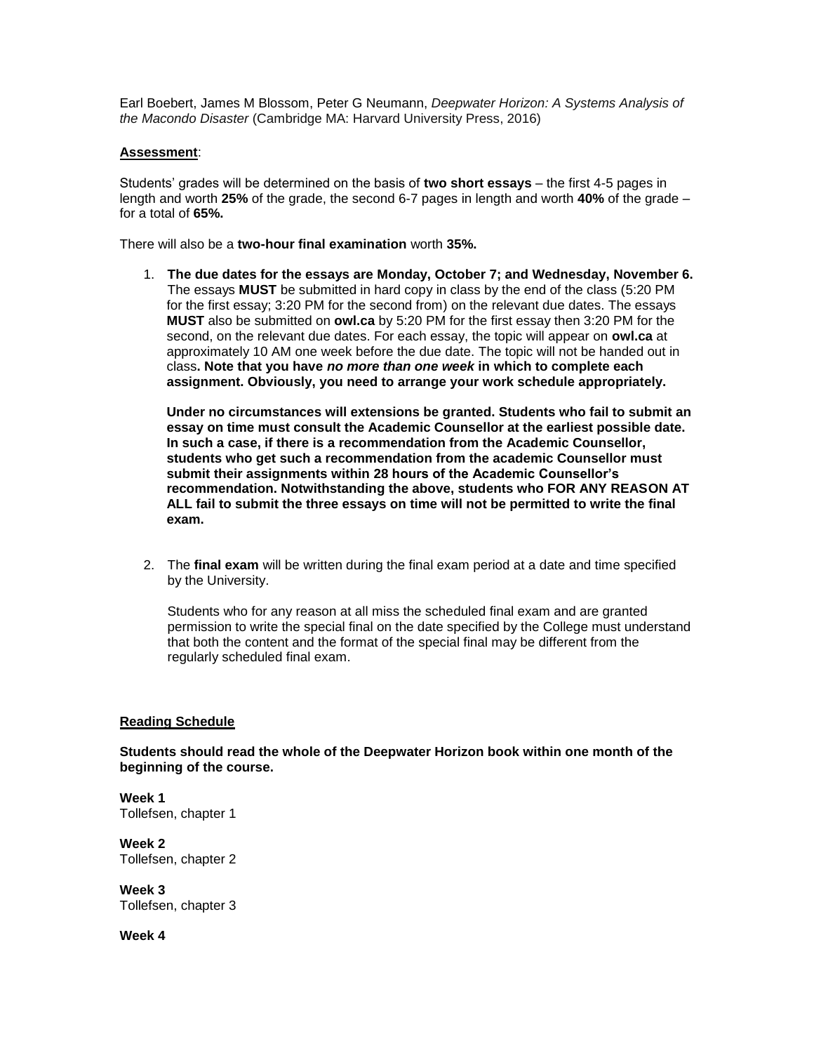Earl Boebert, James M Blossom, Peter G Neumann, *Deepwater Horizon: A Systems Analysis of the Macondo Disaster* (Cambridge MA: Harvard University Press, 2016)

**Assessment**:

Students' grades will be determined on the basis of **two short essays** – the first 4-5 pages in length and worth **25%** of the grade, the second 6-7 pages in length and worth **40%** of the grade – for a total of **65%.**

There will also be a **two-hour final examination** worth **35%.**

1. **The due dates for the essays are Monday, October 7; and Wednesday, November 6.** The essays **MUST** be submitted in hard copy in class by the end of the class (5:20 PM for the first essay; 3:20 PM for the second from) on the relevant due dates. The essays **MUST** also be submitted on **owl.ca** by 5:20 PM for the first essay then 3:20 PM for the second, on the relevant due dates. For each essay, the topic will appear on **owl.ca** at approximately 10 AM one week before the due date. The topic will not be handed out in class**. Note that you have *no more than one week* in which to complete each assignment. Obviously, you need to arrange your work schedule appropriately.**

   **Under no circumstances will extensions be granted. Students who fail to submit an essay on time must consult the Academic Counsellor at the earliest possible date. In such a case, if there is a recommendation from the Academic Counsellor, students who get such a recommendation from the academic Counsellor must submit their assignments within 28 hours of the Academic Counsellor's recommendation. Notwithstanding the above, students who FOR ANY REASON AT ALL fail to submit the three essays on time will not be permitted to write the final exam.**

2. The **final exam** will be written during the final exam period at a date and time specified by the University.

   Students who for any reason at all miss the scheduled final exam and are granted permission to write the special final on the date specified by the College must understand that both the content and the format of the special final may be different from the regularly scheduled final exam.

**Reading Schedule**

**Students should read the whole of the Deepwater Horizon book within one month of the beginning of the course.**

**Week 1**
Tollefsen, chapter 1

**Week 2**
Tollefsen, chapter 2

**Week 3**
Tollefsen, chapter 3

**Week 4**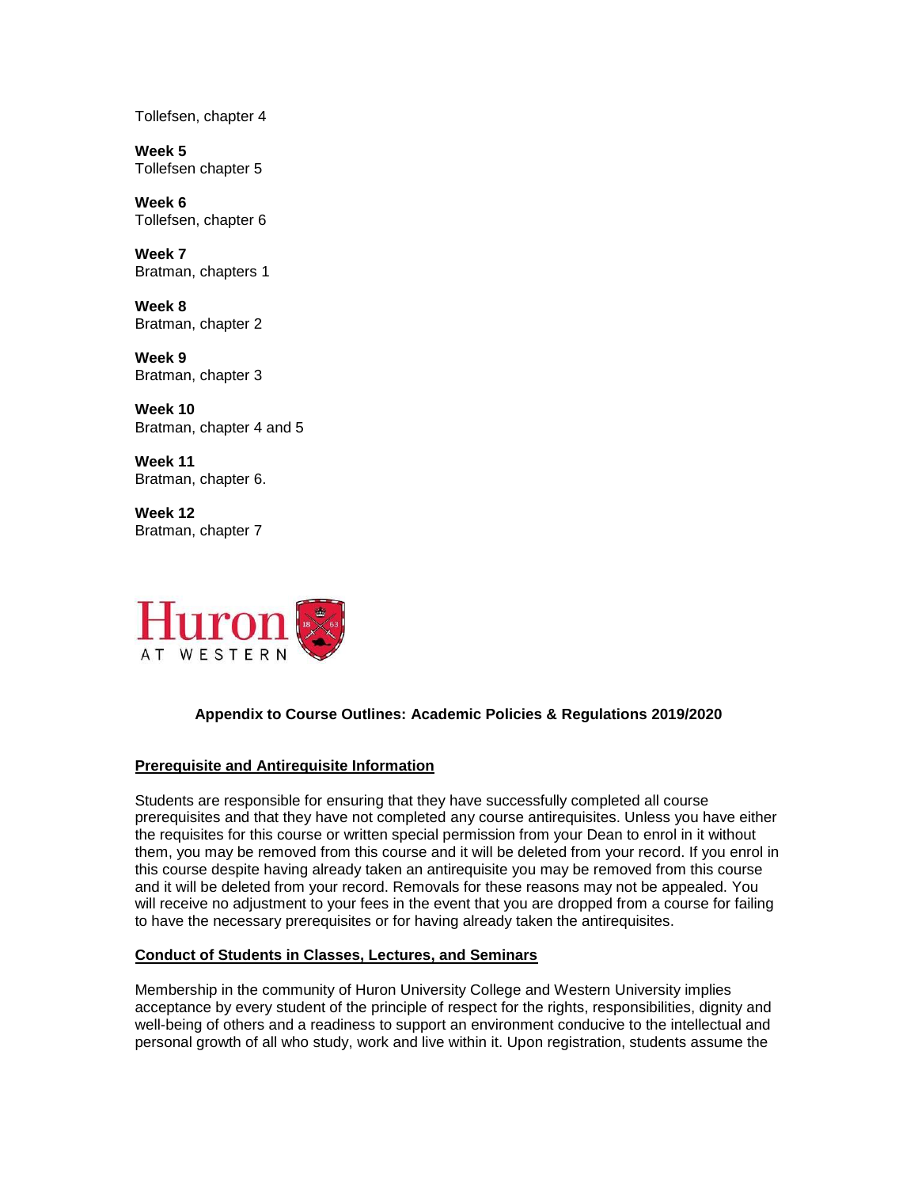Tollefsen, chapter 4

**Week 5**
Tollefsen chapter 5

**Week 6**
Tollefsen, chapter 6

**Week 7**
Bratman, chapters 1

**Week 8**
Bratman, chapter 2

**Week 9**
Bratman, chapter 3

**Week 10**
Bratman, chapter 4 and 5

**Week 11**
Bratman, chapter 6.

**Week 12**
Bratman, chapter 7

Huron AT WESTERN

## Appendix to Course Outlines: Academic Policies & Regulations 2019/2020

### Prerequisite and Antirequisite Information

Students are responsible for ensuring that they have successfully completed all course prerequisites and that they have not completed any course antirequisites. Unless you have either the requisites for this course or written special permission from your Dean to enrol in it without them, you may be removed from this course and it will be deleted from your record. If you enrol in this course despite having already taken an antirequisite you may be removed from this course and it will be deleted from your record. Removals for these reasons may not be appealed. You will receive no adjustment to your fees in the event that you are dropped from a course for failing to have the necessary prerequisites or for having already taken the antirequisites.

### Conduct of Students in Classes, Lectures, and Seminars

Membership in the community of Huron University College and Western University implies acceptance by every student of the principle of respect for the rights, responsibilities, dignity and well-being of others and a readiness to support an environment conducive to the intellectual and personal growth of all who study, work and live within it. Upon registration, students assume the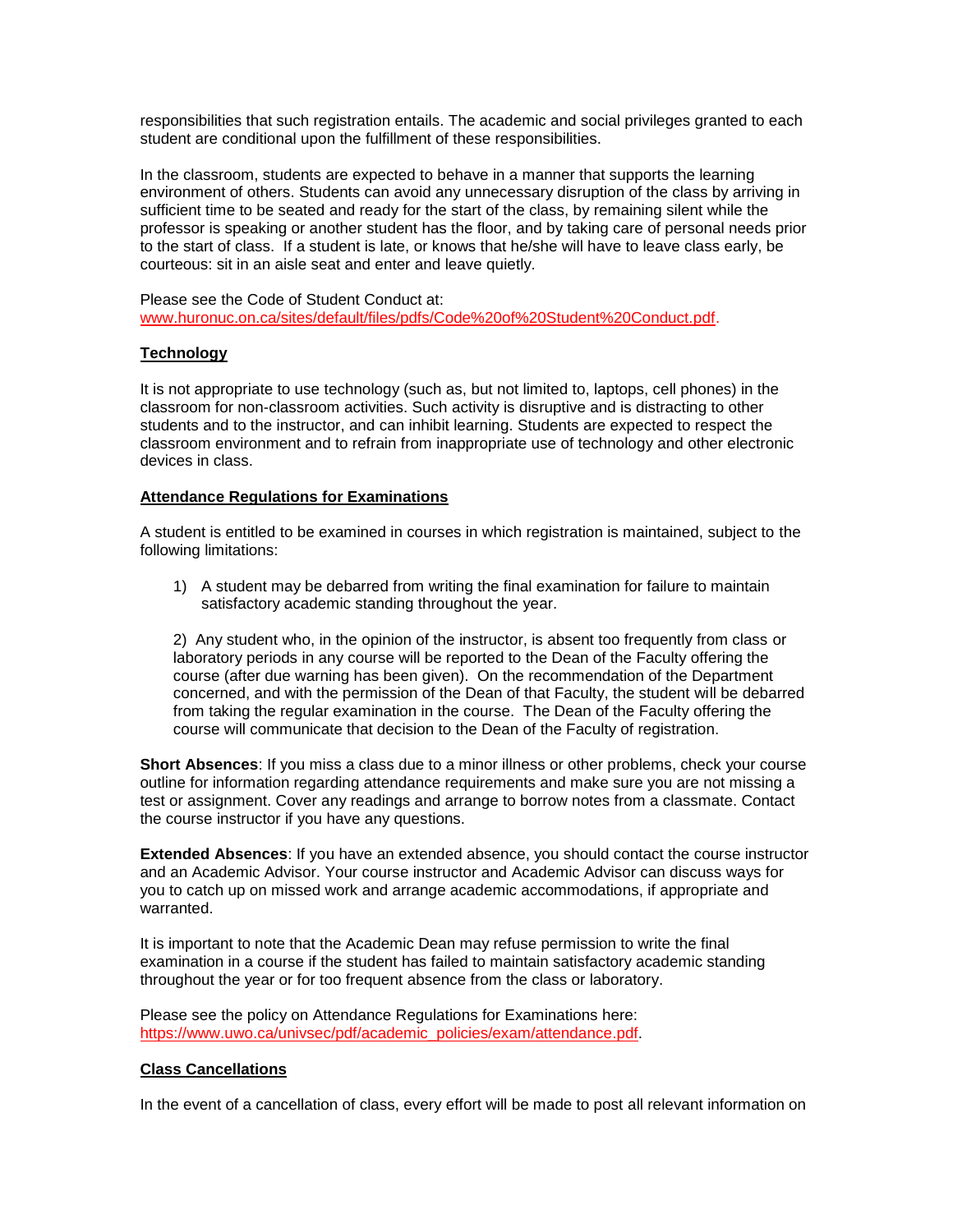responsibilities that such registration entails. The academic and social privileges granted to each student are conditional upon the fulfillment of these responsibilities.

In the classroom, students are expected to behave in a manner that supports the learning environment of others. Students can avoid any unnecessary disruption of the class by arriving in sufficient time to be seated and ready for the start of the class, by remaining silent while the professor is speaking or another student has the floor, and by taking care of personal needs prior to the start of class. If a student is late, or knows that he/she will have to leave class early, be courteous: sit in an aisle seat and enter and leave quietly.

Please see the Code of Student Conduct at: www.huronuc.on.ca/sites/default/files/pdfs/Code%20of%20Student%20Conduct.pdf.

## Technology

It is not appropriate to use technology (such as, but not limited to, laptops, cell phones) in the classroom for non-classroom activities. Such activity is disruptive and is distracting to other students and to the instructor, and can inhibit learning. Students are expected to respect the classroom environment and to refrain from inappropriate use of technology and other electronic devices in class.

## Attendance Regulations for Examinations

A student is entitled to be examined in courses in which registration is maintained, subject to the following limitations:

1) A student may be debarred from writing the final examination for failure to maintain satisfactory academic standing throughout the year.

2) Any student who, in the opinion of the instructor, is absent too frequently from class or laboratory periods in any course will be reported to the Dean of the Faculty offering the course (after due warning has been given). On the recommendation of the Department concerned, and with the permission of the Dean of that Faculty, the student will be debarred from taking the regular examination in the course. The Dean of the Faculty offering the course will communicate that decision to the Dean of the Faculty of registration.

**Short Absences**: If you miss a class due to a minor illness or other problems, check your course outline for information regarding attendance requirements and make sure you are not missing a test or assignment. Cover any readings and arrange to borrow notes from a classmate. Contact the course instructor if you have any questions.

**Extended Absences**: If you have an extended absence, you should contact the course instructor and an Academic Advisor. Your course instructor and Academic Advisor can discuss ways for you to catch up on missed work and arrange academic accommodations, if appropriate and warranted.

It is important to note that the Academic Dean may refuse permission to write the final examination in a course if the student has failed to maintain satisfactory academic standing throughout the year or for too frequent absence from the class or laboratory.

Please see the policy on Attendance Regulations for Examinations here: https://www.uwo.ca/univsec/pdf/academic_policies/exam/attendance.pdf.

## Class Cancellations

In the event of a cancellation of class, every effort will be made to post all relevant information on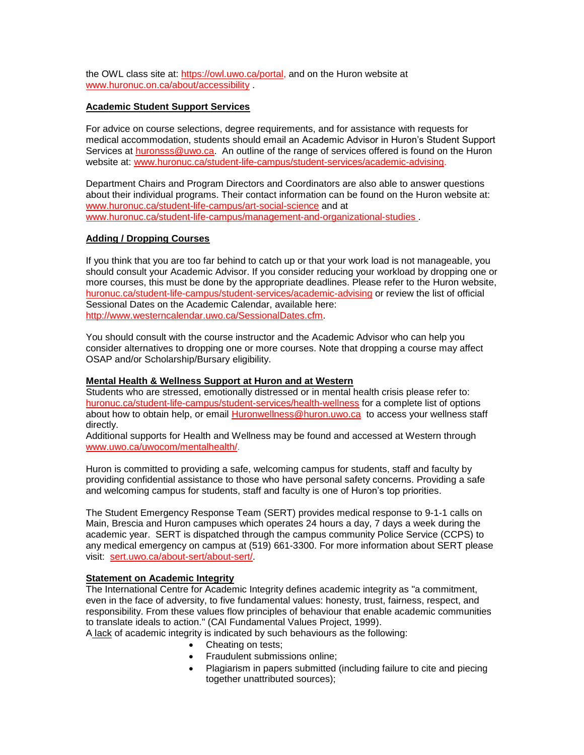the OWL class site at: https://owl.uwo.ca/portal, and on the Huron website at www.huronuc.on.ca/about/accessibility .

**Academic Student Support Services**

For advice on course selections, degree requirements, and for assistance with requests for medical accommodation, students should email an Academic Advisor in Huron's Student Support Services at huronsss@uwo.ca. An outline of the range of services offered is found on the Huron website at: www.huronuc.ca/student-life-campus/student-services/academic-advising.

Department Chairs and Program Directors and Coordinators are also able to answer questions about their individual programs. Their contact information can be found on the Huron website at: www.huronuc.ca/student-life-campus/art-social-science and at www.huronuc.ca/student-life-campus/management-and-organizational-studies .

**Adding / Dropping Courses**

If you think that you are too far behind to catch up or that your work load is not manageable, you should consult your Academic Advisor. If you consider reducing your workload by dropping one or more courses, this must be done by the appropriate deadlines. Please refer to the Huron website, huronuc.ca/student-life-campus/student-services/academic-advising or review the list of official Sessional Dates on the Academic Calendar, available here: http://www.westerncalendar.uwo.ca/SessionalDates.cfm.

You should consult with the course instructor and the Academic Advisor who can help you consider alternatives to dropping one or more courses. Note that dropping a course may affect OSAP and/or Scholarship/Bursary eligibility.

**Mental Health & Wellness Support at Huron and at Western**

Students who are stressed, emotionally distressed or in mental health crisis please refer to: huronuc.ca/student-life-campus/student-services/health-wellness for a complete list of options about how to obtain help, or email Huronwellness@huron.uwo.ca to access your wellness staff directly.
Additional supports for Health and Wellness may be found and accessed at Western through www.uwo.ca/uwocom/mentalhealth/.

Huron is committed to providing a safe, welcoming campus for students, staff and faculty by providing confidential assistance to those who have personal safety concerns. Providing a safe and welcoming campus for students, staff and faculty is one of Huron's top priorities.

The Student Emergency Response Team (SERT) provides medical response to 9-1-1 calls on Main, Brescia and Huron campuses which operates 24 hours a day, 7 days a week during the academic year. SERT is dispatched through the campus community Police Service (CCPS) to any medical emergency on campus at (519) 661-3300. For more information about SERT please visit: sert.uwo.ca/about-sert/about-sert/.

**Statement on Academic Integrity**

The International Centre for Academic Integrity defines academic integrity as "a commitment, even in the face of adversity, to five fundamental values: honesty, trust, fairness, respect, and responsibility. From these values flow principles of behaviour that enable academic communities to translate ideals to action." (CAI Fundamental Values Project, 1999).
A lack of academic integrity is indicated by such behaviours as the following:

- Cheating on tests;
- Fraudulent submissions online;
- Plagiarism in papers submitted (including failure to cite and piecing together unattributed sources);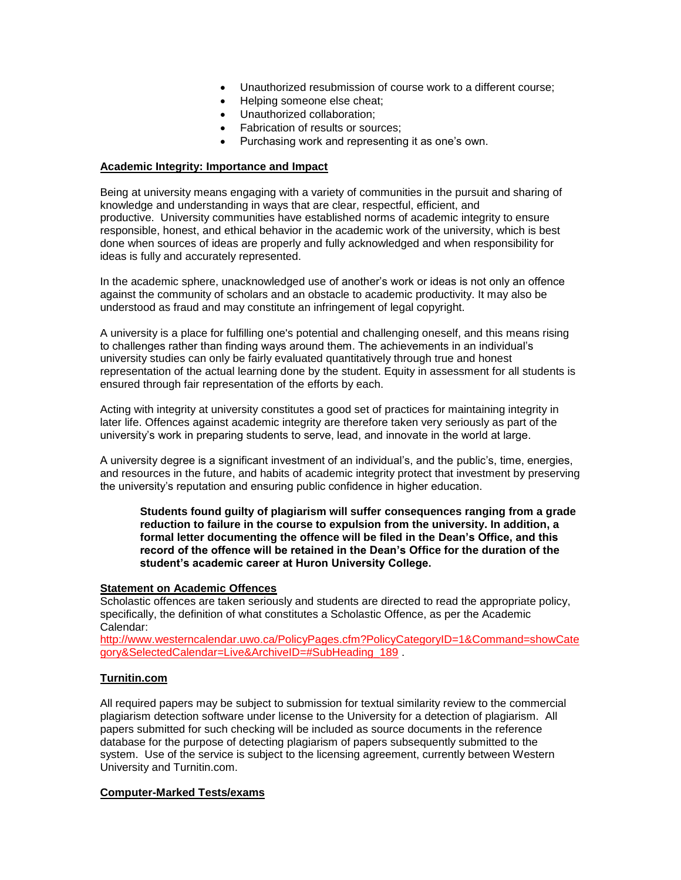- Unauthorized resubmission of course work to a different course;
- Helping someone else cheat;
- Unauthorized collaboration;
- Fabrication of results or sources;
- Purchasing work and representing it as one's own.

**Academic Integrity: Importance and Impact**

Being at university means engaging with a variety of communities in the pursuit and sharing of knowledge and understanding in ways that are clear, respectful, efficient, and productive. University communities have established norms of academic integrity to ensure responsible, honest, and ethical behavior in the academic work of the university, which is best done when sources of ideas are properly and fully acknowledged and when responsibility for ideas is fully and accurately represented.

In the academic sphere, unacknowledged use of another's work or ideas is not only an offence against the community of scholars and an obstacle to academic productivity. It may also be understood as fraud and may constitute an infringement of legal copyright.

A university is a place for fulfilling one's potential and challenging oneself, and this means rising to challenges rather than finding ways around them. The achievements in an individual's university studies can only be fairly evaluated quantitatively through true and honest representation of the actual learning done by the student. Equity in assessment for all students is ensured through fair representation of the efforts by each.

Acting with integrity at university constitutes a good set of practices for maintaining integrity in later life. Offences against academic integrity are therefore taken very seriously as part of the university's work in preparing students to serve, lead, and innovate in the world at large.

A university degree is a significant investment of an individual's, and the public's, time, energies, and resources in the future, and habits of academic integrity protect that investment by preserving the university's reputation and ensuring public confidence in higher education.

> **Students found guilty of plagiarism will suffer consequences ranging from a grade reduction to failure in the course to expulsion from the university. In addition, a formal letter documenting the offence will be filed in the Dean's Office, and this record of the offence will be retained in the Dean's Office for the duration of the student's academic career at Huron University College.**

**Statement on Academic Offences**

Scholastic offences are taken seriously and students are directed to read the appropriate policy, specifically, the definition of what constitutes a Scholastic Offence, as per the Academic Calendar:
http://www.westerncalendar.uwo.ca/PolicyPages.cfm?PolicyCategoryID=1&Command=showCategory&SelectedCalendar=Live&ArchiveID=#SubHeading_189 .

**Turnitin.com**

All required papers may be subject to submission for textual similarity review to the commercial plagiarism detection software under license to the University for a detection of plagiarism. All papers submitted for such checking will be included as source documents in the reference database for the purpose of detecting plagiarism of papers subsequently submitted to the system. Use of the service is subject to the licensing agreement, currently between Western University and Turnitin.com.

**Computer-Marked Tests/exams**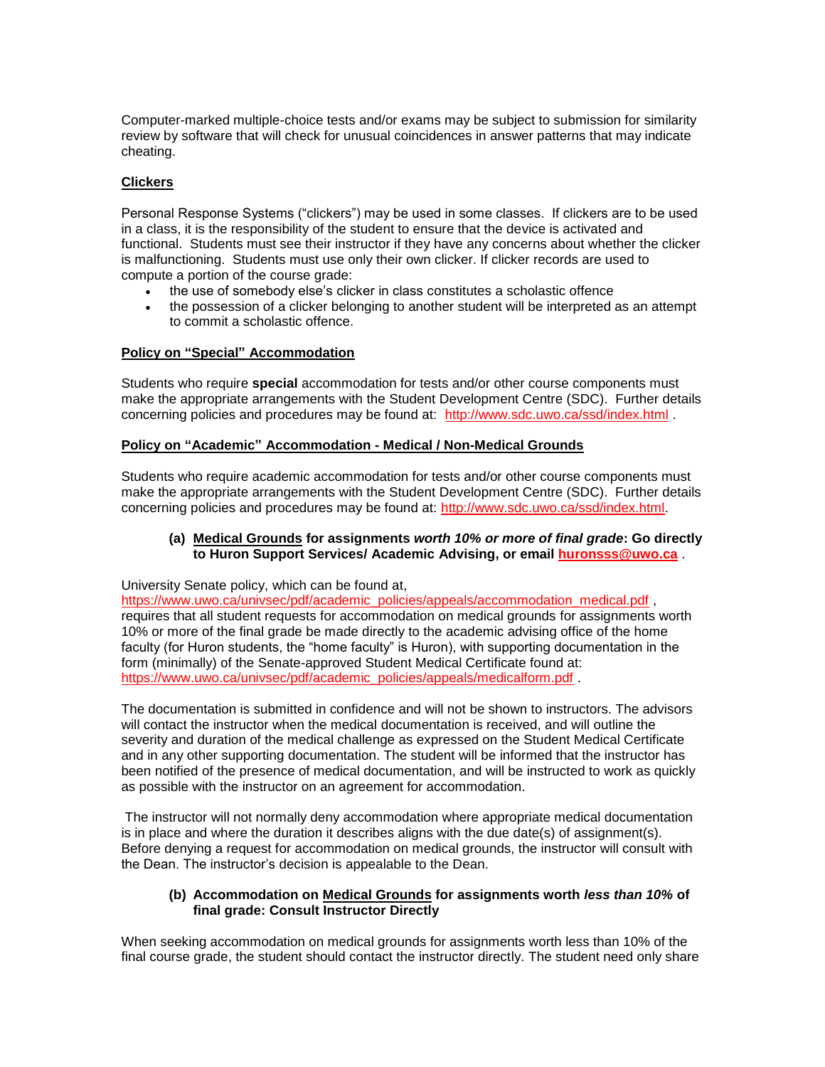Computer-marked multiple-choice tests and/or exams may be subject to submission for similarity review by software that will check for unusual coincidences in answer patterns that may indicate cheating.

## Clickers

Personal Response Systems ("clickers") may be used in some classes. If clickers are to be used in a class, it is the responsibility of the student to ensure that the device is activated and functional. Students must see their instructor if they have any concerns about whether the clicker is malfunctioning. Students must use only their own clicker. If clicker records are used to compute a portion of the course grade:

- the use of somebody else's clicker in class constitutes a scholastic offence
- the possession of a clicker belonging to another student will be interpreted as an attempt to commit a scholastic offence.

## Policy on "Special" Accommodation

Students who require **special** accommodation for tests and/or other course components must make the appropriate arrangements with the Student Development Centre (SDC). Further details concerning policies and procedures may be found at: http://www.sdc.uwo.ca/ssd/index.html .

## Policy on "Academic" Accommodation - Medical / Non-Medical Grounds

Students who require academic accommodation for tests and/or other course components must make the appropriate arrangements with the Student Development Centre (SDC). Further details concerning policies and procedures may be found at: http://www.sdc.uwo.ca/ssd/index.html.

### (a) Medical Grounds for assignments *worth 10% or more of final grade*: Go directly to Huron Support Services/ Academic Advising, or email huronsss@uwo.ca .

University Senate policy, which can be found at, https://www.uwo.ca/univsec/pdf/academic_policies/appeals/accommodation_medical.pdf , requires that all student requests for accommodation on medical grounds for assignments worth 10% or more of the final grade be made directly to the academic advising office of the home faculty (for Huron students, the "home faculty" is Huron), with supporting documentation in the form (minimally) of the Senate-approved Student Medical Certificate found at: https://www.uwo.ca/univsec/pdf/academic_policies/appeals/medicalform.pdf .

The documentation is submitted in confidence and will not be shown to instructors. The advisors will contact the instructor when the medical documentation is received, and will outline the severity and duration of the medical challenge as expressed on the Student Medical Certificate and in any other supporting documentation. The student will be informed that the instructor has been notified of the presence of medical documentation, and will be instructed to work as quickly as possible with the instructor on an agreement for accommodation.

The instructor will not normally deny accommodation where appropriate medical documentation is in place and where the duration it describes aligns with the due date(s) of assignment(s). Before denying a request for accommodation on medical grounds, the instructor will consult with the Dean. The instructor's decision is appealable to the Dean.

### (b) Accommodation on Medical Grounds for assignments worth *less than 10%* of final grade: Consult Instructor Directly

When seeking accommodation on medical grounds for assignments worth less than 10% of the final course grade, the student should contact the instructor directly. The student need only share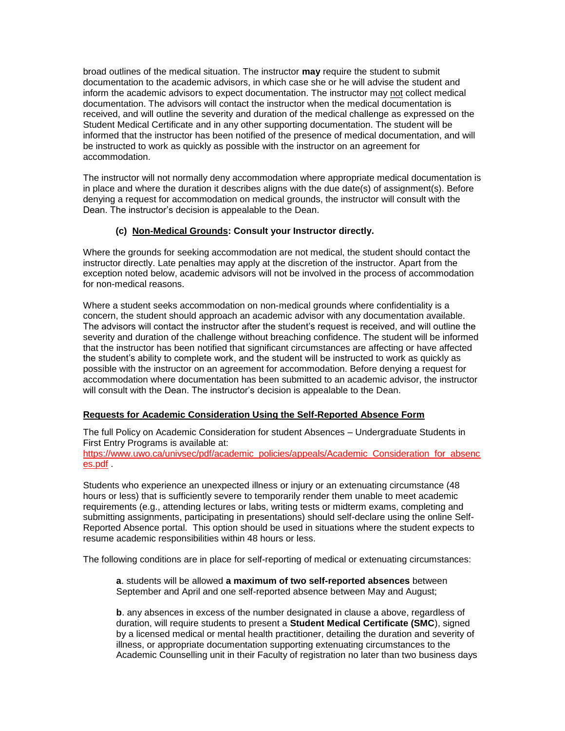broad outlines of the medical situation. The instructor **may** require the student to submit documentation to the academic advisors, in which case she or he will advise the student and inform the academic advisors to expect documentation. The instructor may not collect medical documentation. The advisors will contact the instructor when the medical documentation is received, and will outline the severity and duration of the medical challenge as expressed on the Student Medical Certificate and in any other supporting documentation. The student will be informed that the instructor has been notified of the presence of medical documentation, and will be instructed to work as quickly as possible with the instructor on an agreement for accommodation.

The instructor will not normally deny accommodation where appropriate medical documentation is in place and where the duration it describes aligns with the due date(s) of assignment(s). Before denying a request for accommodation on medical grounds, the instructor will consult with the Dean. The instructor's decision is appealable to the Dean.

**(c) Non-Medical Grounds: Consult your Instructor directly.**

Where the grounds for seeking accommodation are not medical, the student should contact the instructor directly. Late penalties may apply at the discretion of the instructor. Apart from the exception noted below, academic advisors will not be involved in the process of accommodation for non-medical reasons.

Where a student seeks accommodation on non-medical grounds where confidentiality is a concern, the student should approach an academic advisor with any documentation available. The advisors will contact the instructor after the student's request is received, and will outline the severity and duration of the challenge without breaching confidence. The student will be informed that the instructor has been notified that significant circumstances are affecting or have affected the student's ability to complete work, and the student will be instructed to work as quickly as possible with the instructor on an agreement for accommodation. Before denying a request for accommodation where documentation has been submitted to an academic advisor, the instructor will consult with the Dean. The instructor's decision is appealable to the Dean.

**Requests for Academic Consideration Using the Self-Reported Absence Form**

The full Policy on Academic Consideration for student Absences – Undergraduate Students in First Entry Programs is available at: https://www.uwo.ca/univsec/pdf/academic_policies/appeals/Academic_Consideration_for_absences.pdf .

Students who experience an unexpected illness or injury or an extenuating circumstance (48 hours or less) that is sufficiently severe to temporarily render them unable to meet academic requirements (e.g., attending lectures or labs, writing tests or midterm exams, completing and submitting assignments, participating in presentations) should self-declare using the online Self-Reported Absence portal. This option should be used in situations where the student expects to resume academic responsibilities within 48 hours or less.

The following conditions are in place for self-reporting of medical or extenuating circumstances:

**a**. students will be allowed **a maximum of two self-reported absences** between September and April and one self-reported absence between May and August;

**b**. any absences in excess of the number designated in clause a above, regardless of duration, will require students to present a **Student Medical Certificate (SMC**), signed by a licensed medical or mental health practitioner, detailing the duration and severity of illness, or appropriate documentation supporting extenuating circumstances to the Academic Counselling unit in their Faculty of registration no later than two business days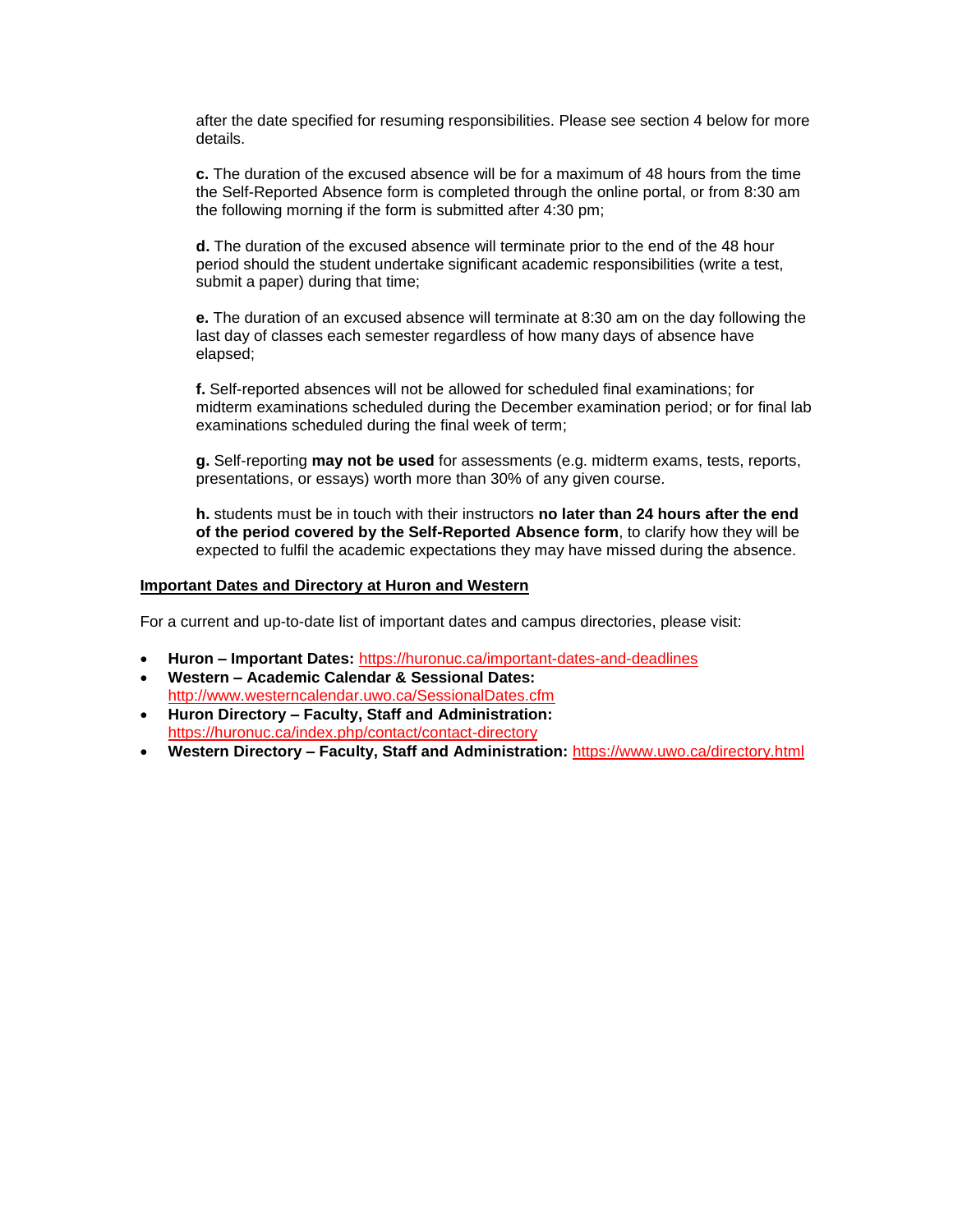after the date specified for resuming responsibilities. Please see section 4 below for more details.

**c.** The duration of the excused absence will be for a maximum of 48 hours from the time the Self-Reported Absence form is completed through the online portal, or from 8:30 am the following morning if the form is submitted after 4:30 pm;

**d.** The duration of the excused absence will terminate prior to the end of the 48 hour period should the student undertake significant academic responsibilities (write a test, submit a paper) during that time;

**e.** The duration of an excused absence will terminate at 8:30 am on the day following the last day of classes each semester regardless of how many days of absence have elapsed;

**f.** Self-reported absences will not be allowed for scheduled final examinations; for midterm examinations scheduled during the December examination period; or for final lab examinations scheduled during the final week of term;

**g.** Self-reporting **may not be used** for assessments (e.g. midterm exams, tests, reports, presentations, or essays) worth more than 30% of any given course.

**h.** students must be in touch with their instructors **no later than 24 hours after the end of the period covered by the Self-Reported Absence form**, to clarify how they will be expected to fulfil the academic expectations they may have missed during the absence.

**Important Dates and Directory at Huron and Western**

For a current and up-to-date list of important dates and campus directories, please visit:

- **Huron – Important Dates:** https://huronuc.ca/important-dates-and-deadlines
- **Western – Academic Calendar & Sessional Dates:** http://www.westerncalendar.uwo.ca/SessionalDates.cfm
- **Huron Directory – Faculty, Staff and Administration:** https://huronuc.ca/index.php/contact/contact-directory
- **Western Directory – Faculty, Staff and Administration:** https://www.uwo.ca/directory.html